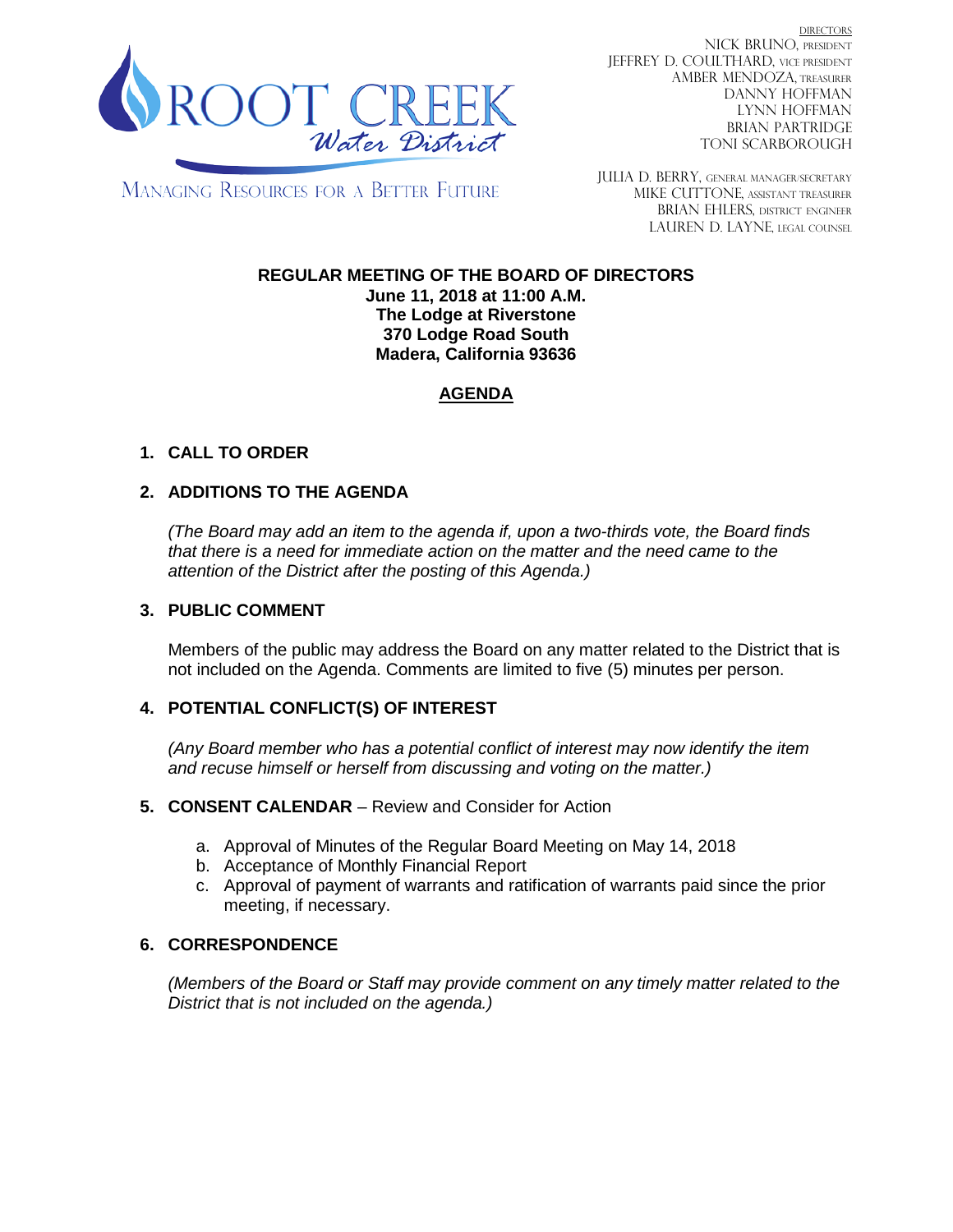ROOT CREEK *Water District*

MANAGING RESOURCES FOR A BETTER FUTURE

DIRECTORS
NICK BRUNO, PRESIDENT
JEFFREY D. COULTHARD, VICE PRESIDENT
AMBER MENDOZA, TREASURER
DANNY HOFFMAN
LYNN HOFFMAN
BRIAN PARTRIDGE
TONI SCARBOROUGH

JULIA D. BERRY, GENERAL MANAGER/SECRETARY
MIKE CUTTONE, ASSISTANT TREASURER
BRIAN EHLERS, DISTRICT ENGINEER
LAUREN D. LAYNE, LEGAL COUNSEL

**REGULAR MEETING OF THE BOARD OF DIRECTORS**
**June 11, 2018 at 11:00 A.M.**
**The Lodge at Riverstone**
**370 Lodge Road South**
**Madera, California 93636**

## AGENDA

### 1. CALL TO ORDER

### 2. ADDITIONS TO THE AGENDA

*(The Board may add an item to the agenda if, upon a two-thirds vote, the Board finds that there is a need for immediate action on the matter and the need came to the attention of the District after the posting of this Agenda.)*

### 3. PUBLIC COMMENT

Members of the public may address the Board on any matter related to the District that is not included on the Agenda. Comments are limited to five (5) minutes per person.

### 4. POTENTIAL CONFLICT(S) OF INTEREST

*(Any Board member who has a potential conflict of interest may now identify the item and recuse himself or herself from discussing and voting on the matter.)*

### 5. CONSENT CALENDAR – Review and Consider for Action

a. Approval of Minutes of the Regular Board Meeting on May 14, 2018
b. Acceptance of Monthly Financial Report
c. Approval of payment of warrants and ratification of warrants paid since the prior meeting, if necessary.

### 6. CORRESPONDENCE

*(Members of the Board or Staff may provide comment on any timely matter related to the District that is not included on the agenda.)*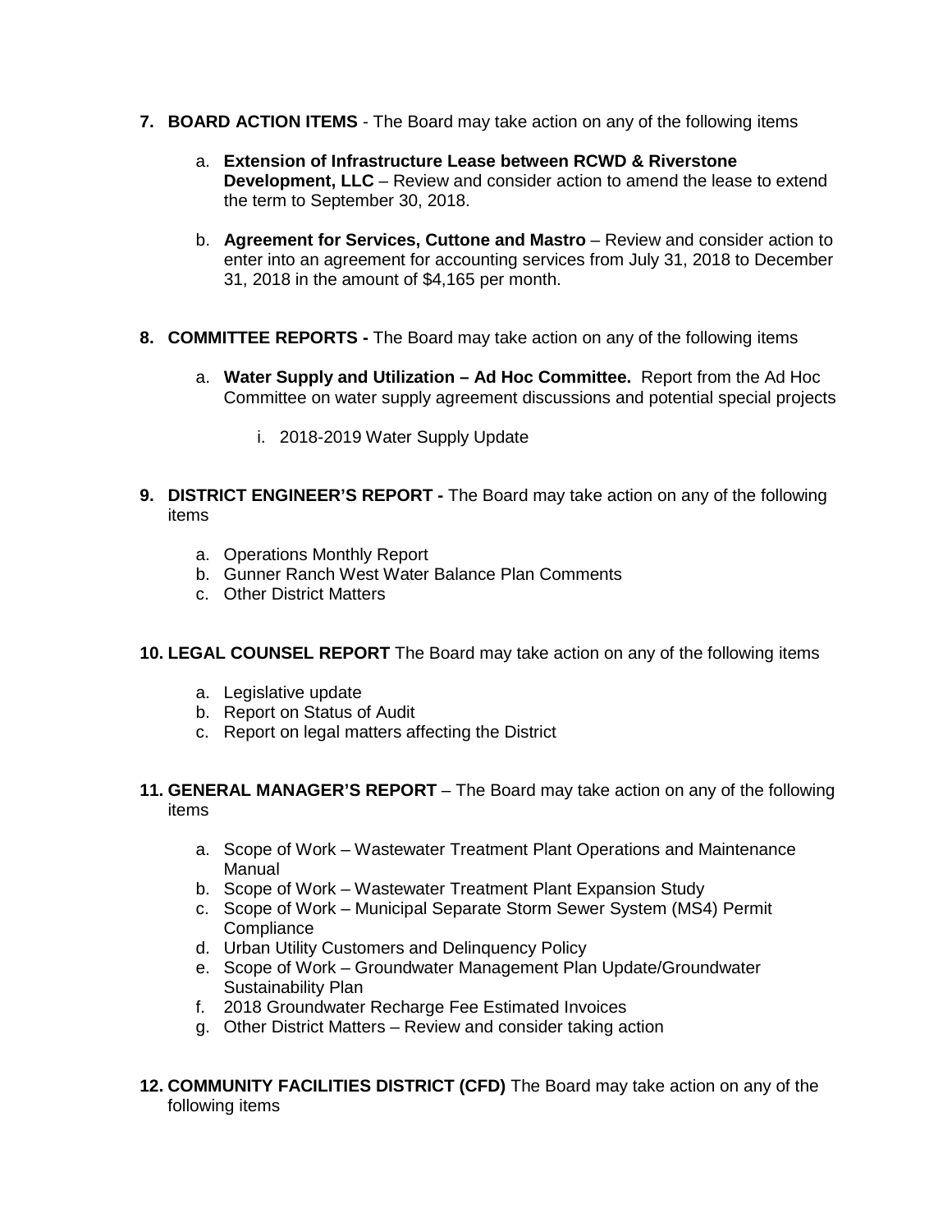7. **BOARD ACTION ITEMS** - The Board may take action on any of the following items

   a. **Extension of Infrastructure Lease between RCWD & Riverstone Development, LLC** – Review and consider action to amend the lease to extend the term to September 30, 2018.

   b. **Agreement for Services, Cuttone and Mastro** – Review and consider action to enter into an agreement for accounting services from July 31, 2018 to December 31, 2018 in the amount of $4,165 per month.

8. **COMMITTEE REPORTS -** The Board may take action on any of the following items

   a. **Water Supply and Utilization – Ad Hoc Committee.** Report from the Ad Hoc Committee on water supply agreement discussions and potential special projects

      i. 2018-2019 Water Supply Update

9. **DISTRICT ENGINEER'S REPORT -** The Board may take action on any of the following items

   a. Operations Monthly Report
   b. Gunner Ranch West Water Balance Plan Comments
   c. Other District Matters

10. **LEGAL COUNSEL REPORT** The Board may take action on any of the following items

    a. Legislative update
    b. Report on Status of Audit
    c. Report on legal matters affecting the District

11. **GENERAL MANAGER'S REPORT** – The Board may take action on any of the following items

    a. Scope of Work – Wastewater Treatment Plant Operations and Maintenance Manual
    b. Scope of Work – Wastewater Treatment Plant Expansion Study
    c. Scope of Work – Municipal Separate Storm Sewer System (MS4) Permit Compliance
    d. Urban Utility Customers and Delinquency Policy
    e. Scope of Work – Groundwater Management Plan Update/Groundwater Sustainability Plan
    f. 2018 Groundwater Recharge Fee Estimated Invoices
    g. Other District Matters – Review and consider taking action

12. **COMMUNITY FACILITIES DISTRICT (CFD)** The Board may take action on any of the following items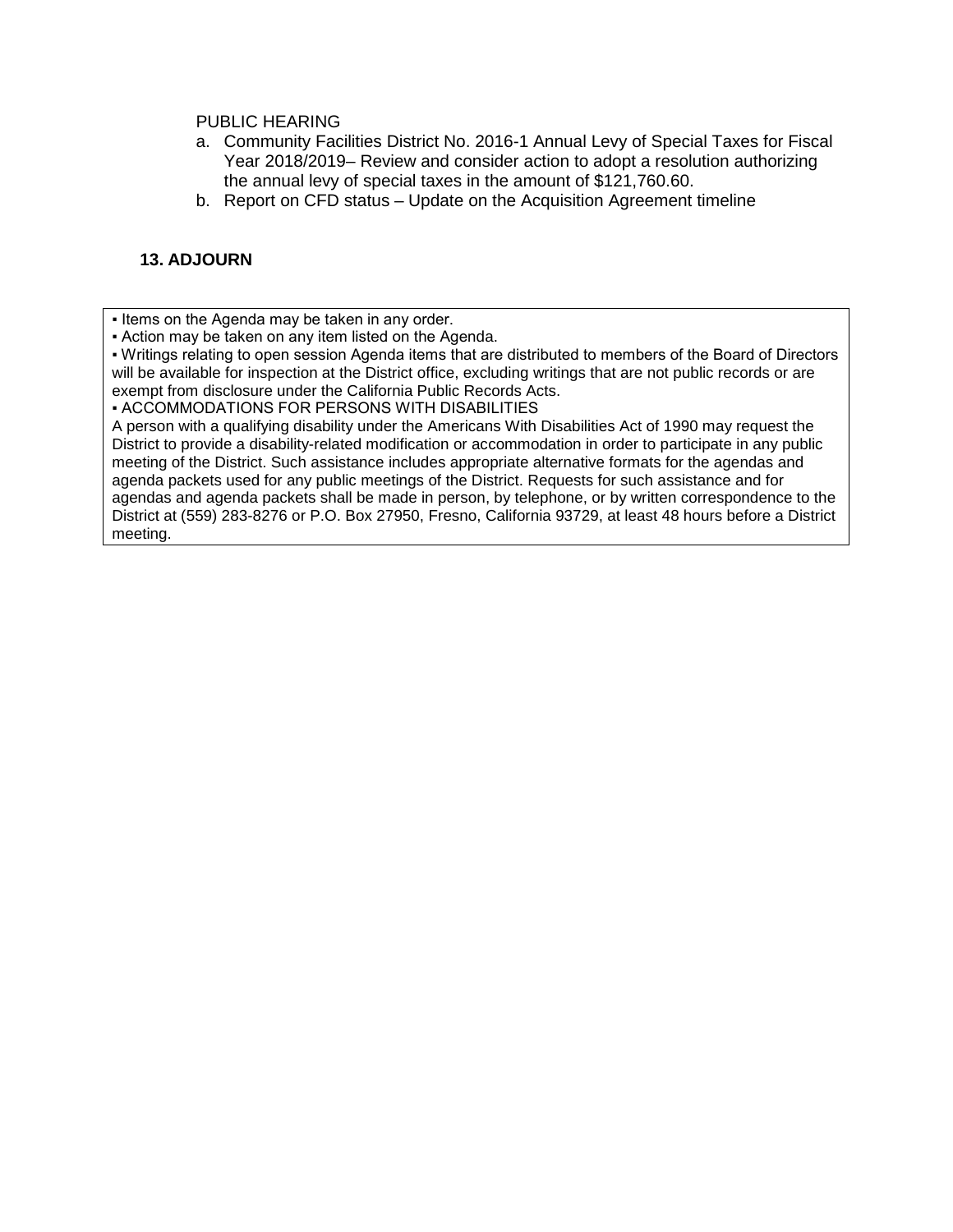PUBLIC HEARING

a. Community Facilities District No. 2016-1 Annual Levy of Special Taxes for Fiscal Year 2018/2019– Review and consider action to adopt a resolution authorizing the annual levy of special taxes in the amount of $121,760.60.
b. Report on CFD status – Update on the Acquisition Agreement timeline

**13. ADJOURN**

▪ Items on the Agenda may be taken in any order.
▪ Action may be taken on any item listed on the Agenda.
▪ Writings relating to open session Agenda items that are distributed to members of the Board of Directors will be available for inspection at the District office, excluding writings that are not public records or are exempt from disclosure under the California Public Records Acts.
▪ ACCOMMODATIONS FOR PERSONS WITH DISABILITIES
A person with a qualifying disability under the Americans With Disabilities Act of 1990 may request the District to provide a disability-related modification or accommodation in order to participate in any public meeting of the District. Such assistance includes appropriate alternative formats for the agendas and agenda packets used for any public meetings of the District. Requests for such assistance and for agendas and agenda packets shall be made in person, by telephone, or by written correspondence to the District at (559) 283-8276 or P.O. Box 27950, Fresno, California 93729, at least 48 hours before a District meeting.